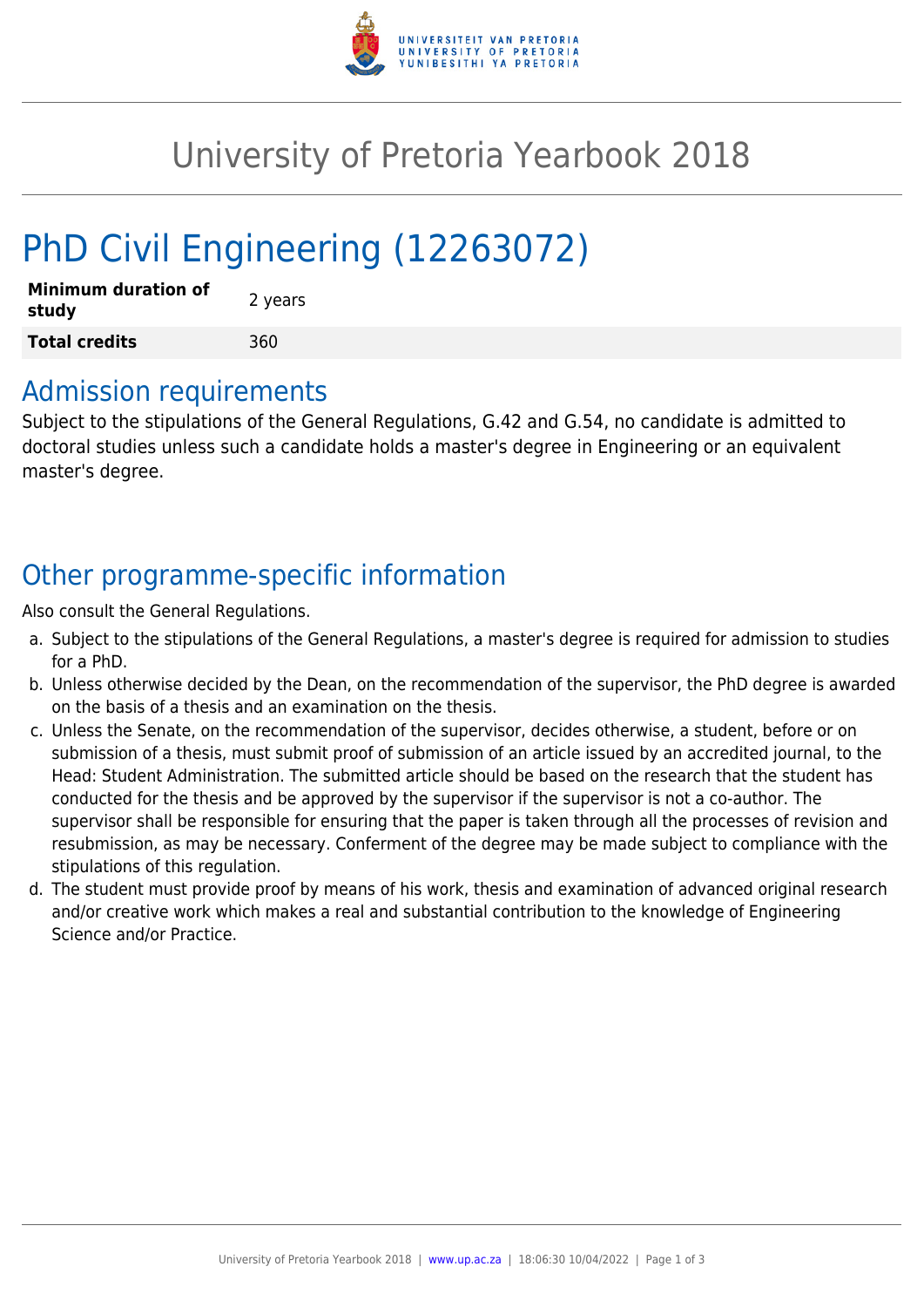# University of Pretoria Yearbook 2018

# PhD Civil Engineering (12263072)

| **Minimum duration of study** | 2 years |
| --- | --- |
| **Total credits** | 360 |

## Admission requirements

Subject to the stipulations of the General Regulations, G.42 and G.54, no candidate is admitted to doctoral studies unless such a candidate holds a master's degree in Engineering or an equivalent master's degree.

## Other programme-specific information

Also consult the General Regulations.

a. Subject to the stipulations of the General Regulations, a master's degree is required for admission to studies for a PhD.
b. Unless otherwise decided by the Dean, on the recommendation of the supervisor, the PhD degree is awarded on the basis of a thesis and an examination on the thesis.
c. Unless the Senate, on the recommendation of the supervisor, decides otherwise, a student, before or on submission of a thesis, must submit proof of submission of an article issued by an accredited journal, to the Head: Student Administration. The submitted article should be based on the research that the student has conducted for the thesis and be approved by the supervisor if the supervisor is not a co-author. The supervisor shall be responsible for ensuring that the paper is taken through all the processes of revision and resubmission, as may be necessary. Conferment of the degree may be made subject to compliance with the stipulations of this regulation.
d. The student must provide proof by means of his work, thesis and examination of advanced original research and/or creative work which makes a real and substantial contribution to the knowledge of Engineering Science and/or Practice.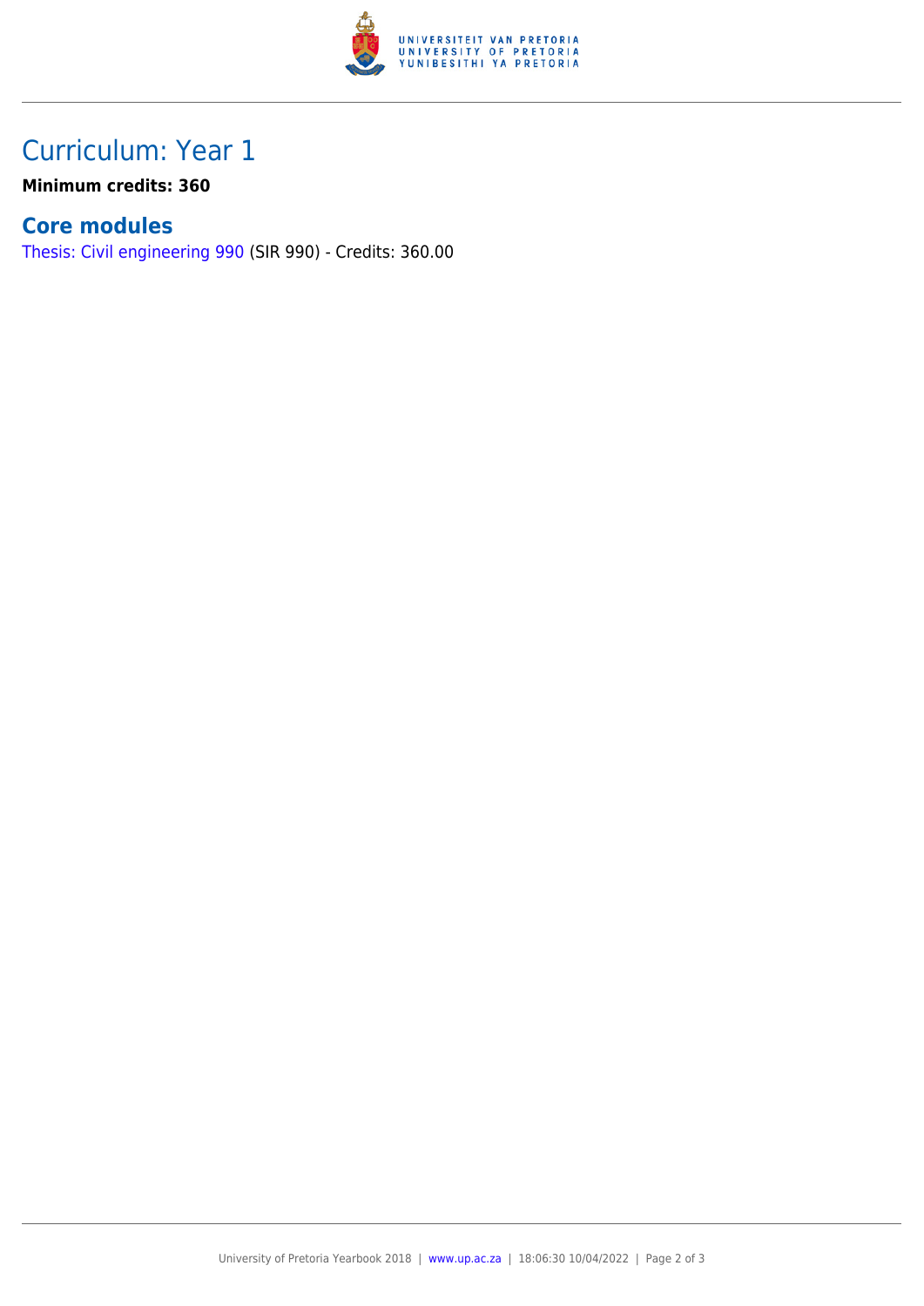## Curriculum: Year 1

**Minimum credits: 360**

### Core modules

Thesis: Civil engineering 990 (SIR 990) - Credits: 360.00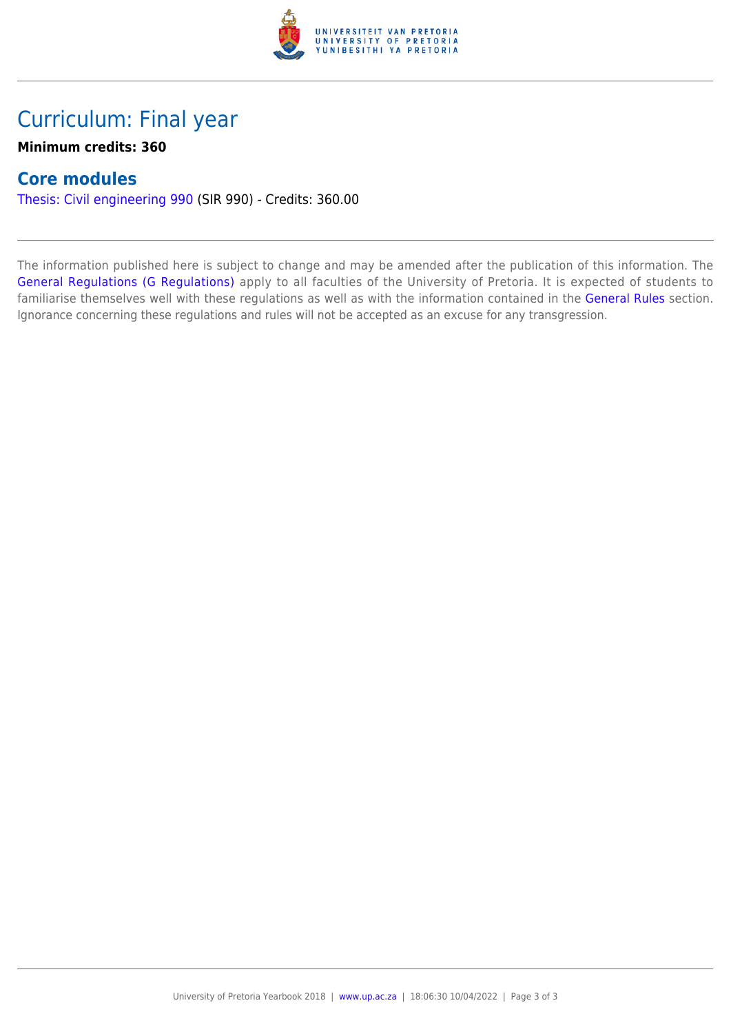## Curriculum: Final year

**Minimum credits: 360**

### Core modules

Thesis: Civil engineering 990 (SIR 990) - Credits: 360.00

The information published here is subject to change and may be amended after the publication of this information. The General Regulations (G Regulations) apply to all faculties of the University of Pretoria. It is expected of students to familiarise themselves well with these regulations as well as with the information contained in the General Rules section. Ignorance concerning these regulations and rules will not be accepted as an excuse for any transgression.